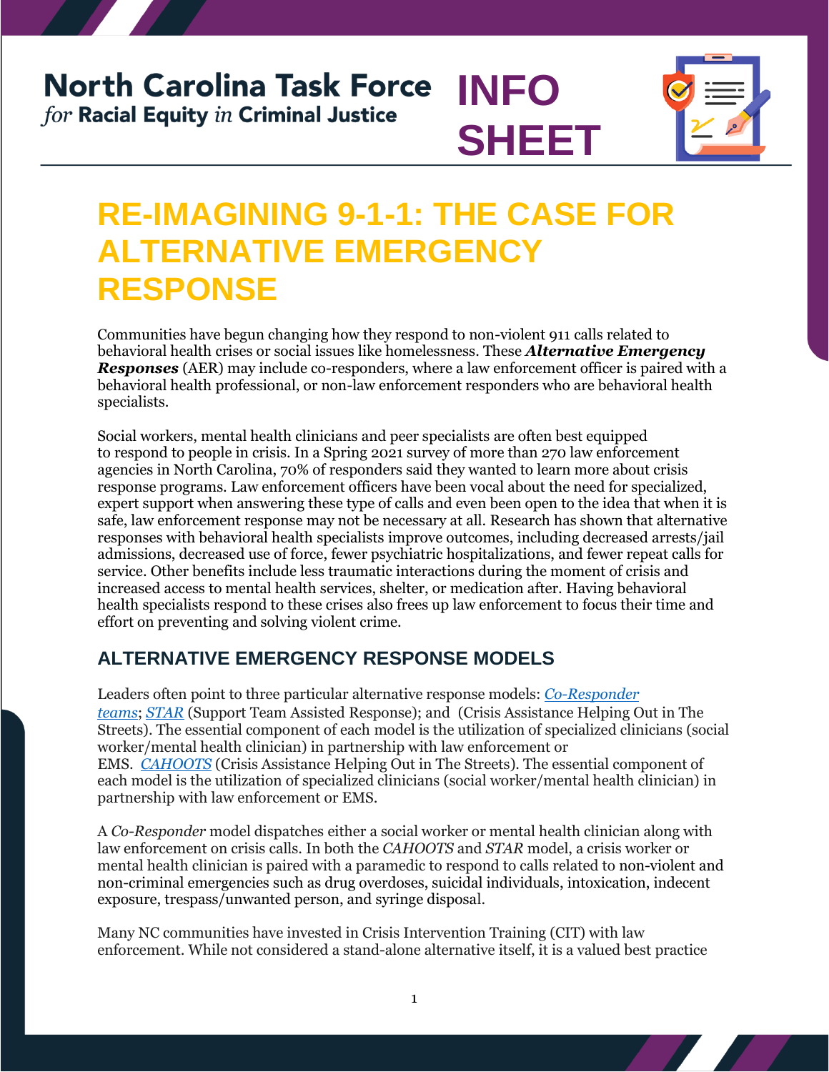# North Carolina Task Force *for* Racial Equity *in* Criminal Justice

# INFO SHEET

# RE-IMAGINING 9-1-1: THE CASE FOR ALTERNATIVE EMERGENCY RESPONSE

Communities have begun changing how they respond to non-violent 911 calls related to behavioral health crises or social issues like homelessness. These ***Alternative Emergency Responses*** (AER) may include co-responders, where a law enforcement officer is paired with a behavioral health professional, or non-law enforcement responders who are behavioral health specialists.

Social workers, mental health clinicians and peer specialists are often best equipped to respond to people in crisis. In a Spring 2021 survey of more than 270 law enforcement agencies in North Carolina, 70% of responders said they wanted to learn more about crisis response programs. Law enforcement officers have been vocal about the need for specialized, expert support when answering these type of calls and even been open to the idea that when it is safe, law enforcement response may not be necessary at all. Research has shown that alternative responses with behavioral health specialists improve outcomes, including decreased arrests/jail admissions, decreased use of force, fewer psychiatric hospitalizations, and fewer repeat calls for service. Other benefits include less traumatic interactions during the moment of crisis and increased access to mental health services, shelter, or medication after. Having behavioral health specialists respond to these crises also frees up law enforcement to focus their time and effort on preventing and solving violent crime.

## ALTERNATIVE EMERGENCY RESPONSE MODELS

Leaders often point to three particular alternative response models: *Co-Responder teams*; *STAR* (Support Team Assisted Response); and (Crisis Assistance Helping Out in The Streets). The essential component of each model is the utilization of specialized clinicians (social worker/mental health clinician) in partnership with law enforcement or EMS. *CAHOOTS* (Crisis Assistance Helping Out in The Streets). The essential component of each model is the utilization of specialized clinicians (social worker/mental health clinician) in partnership with law enforcement or EMS.

A *Co-Responder* model dispatches either a social worker or mental health clinician along with law enforcement on crisis calls. In both the *CAHOOTS* and *STAR* model, a crisis worker or mental health clinician is paired with a paramedic to respond to calls related to non-violent and non-criminal emergencies such as drug overdoses, suicidal individuals, intoxication, indecent exposure, trespass/unwanted person, and syringe disposal.

Many NC communities have invested in Crisis Intervention Training (CIT) with law enforcement. While not considered a stand-alone alternative itself, it is a valued best practice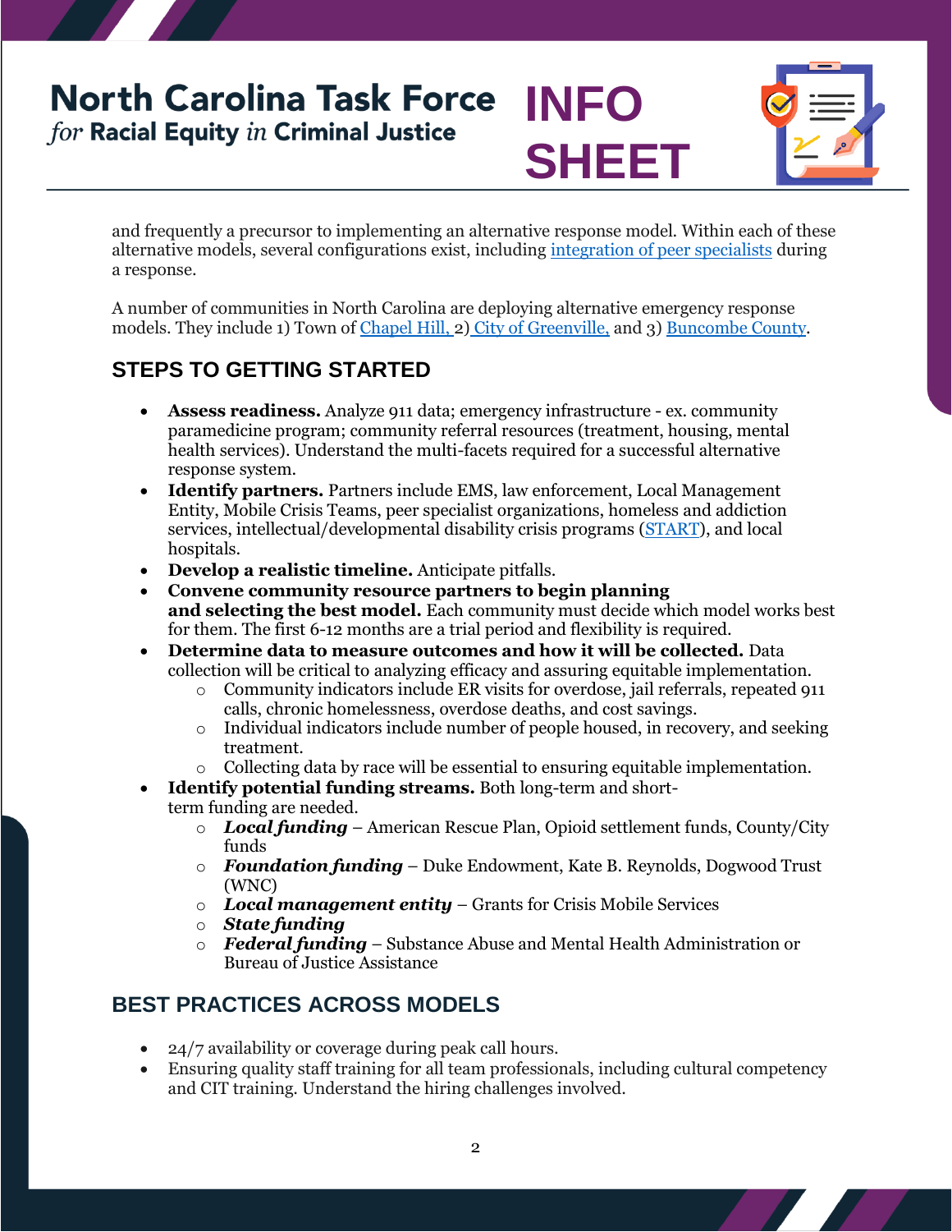and frequently a precursor to implementing an alternative response model. Within each of these alternative models, several configurations exist, including [integration of peer specialists] during a response.

A number of communities in North Carolina are deploying alternative emergency response models. They include 1) Town of [Chapel Hill,] 2) [City of Greenville,] and 3) [Buncombe County].

## STEPS TO GETTING STARTED

- **Assess readiness.** Analyze 911 data; emergency infrastructure - ex. community paramedicine program; community referral resources (treatment, housing, mental health services). Understand the multi-facets required for a successful alternative response system.
- **Identify partners.** Partners include EMS, law enforcement, Local Management Entity, Mobile Crisis Teams, peer specialist organizations, homeless and addiction services, intellectual/developmental disability crisis programs ([START]), and local hospitals.
- **Develop a realistic timeline.** Anticipate pitfalls.
- **Convene community resource partners to begin planning and selecting the best model.** Each community must decide which model works best for them. The first 6-12 months are a trial period and flexibility is required.
- **Determine data to measure outcomes and how it will be collected.** Data collection will be critical to analyzing efficacy and assuring equitable implementation.
  - Community indicators include ER visits for overdose, jail referrals, repeated 911 calls, chronic homelessness, overdose deaths, and cost savings.
  - Individual indicators include number of people housed, in recovery, and seeking treatment.
  - Collecting data by race will be essential to ensuring equitable implementation.
- **Identify potential funding streams.** Both long-term and short-term funding are needed.
  - ***Local funding*** – American Rescue Plan, Opioid settlement funds, County/City funds
  - ***Foundation funding*** – Duke Endowment, Kate B. Reynolds, Dogwood Trust (WNC)
  - ***Local management entity*** – Grants for Crisis Mobile Services
  - ***State funding***
  - ***Federal funding*** – Substance Abuse and Mental Health Administration or Bureau of Justice Assistance

## BEST PRACTICES ACROSS MODELS

- 24/7 availability or coverage during peak call hours.
- Ensuring quality staff training for all team professionals, including cultural competency and CIT training. Understand the hiring challenges involved.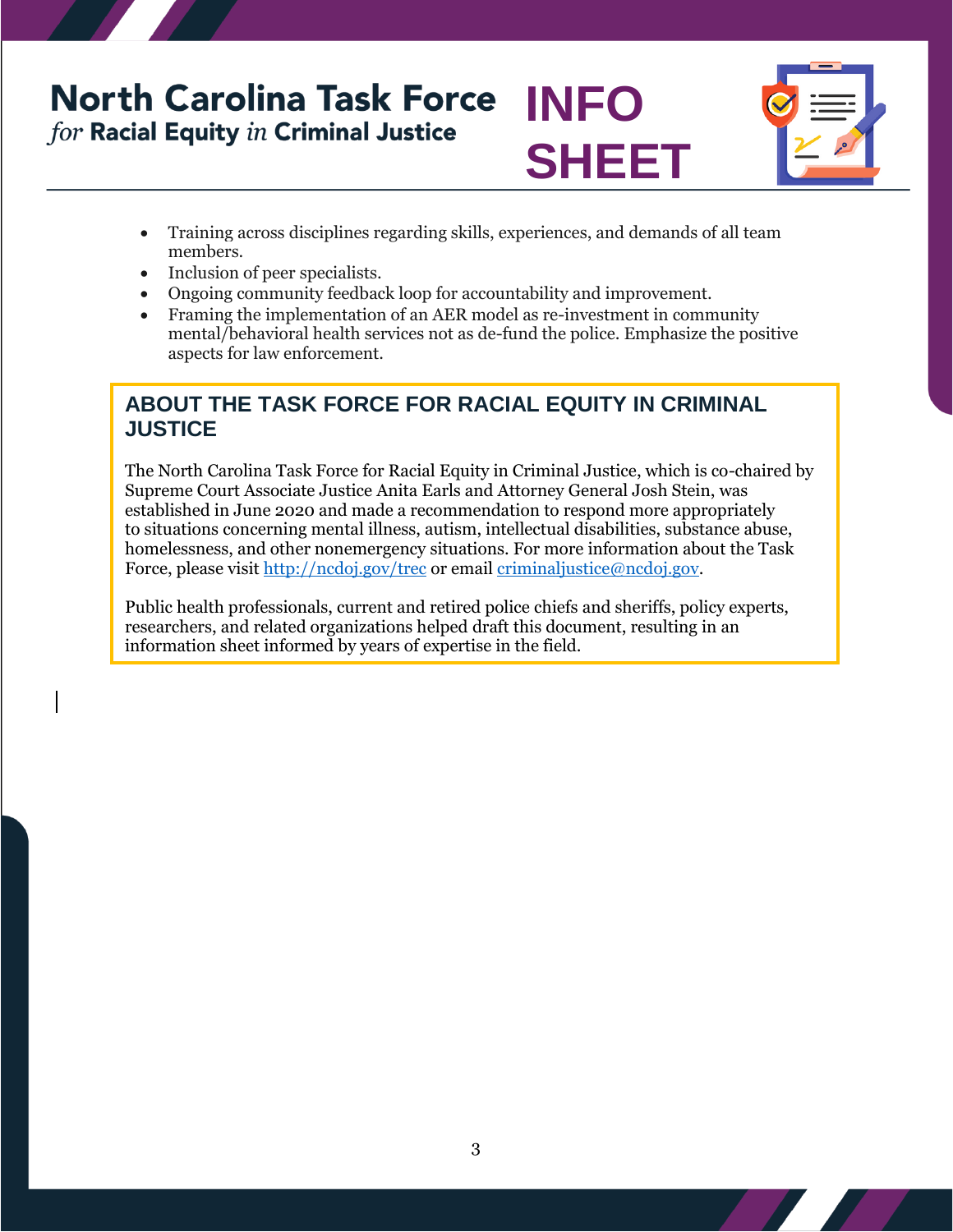- Training across disciplines regarding skills, experiences, and demands of all team members.
- Inclusion of peer specialists.
- Ongoing community feedback loop for accountability and improvement.
- Framing the implementation of an AER model as re-investment in community mental/behavioral health services not as de-fund the police. Emphasize the positive aspects for law enforcement.

## ABOUT THE TASK FORCE FOR RACIAL EQUITY IN CRIMINAL JUSTICE

The North Carolina Task Force for Racial Equity in Criminal Justice, which is co-chaired by Supreme Court Associate Justice Anita Earls and Attorney General Josh Stein, was established in June 2020 and made a recommendation to respond more appropriately to situations concerning mental illness, autism, intellectual disabilities, substance abuse, homelessness, and other nonemergency situations. For more information about the Task Force, please visit http://ncdoj.gov/trec or email criminaljustice@ncdoj.gov.

Public health professionals, current and retired police chiefs and sheriffs, policy experts, researchers, and related organizations helped draft this document, resulting in an information sheet informed by years of expertise in the field.